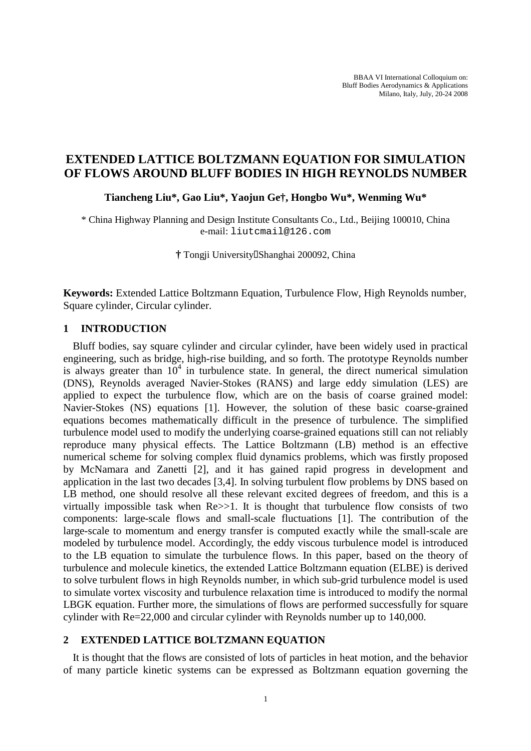BBAA VI International Colloquium on:
Bluff Bodies Aerodynamics & Applications
Milano, Italy, July, 20-24 2008

# EXTENDED LATTICE BOLTZMANN EQUATION FOR SIMULATION OF FLOWS AROUND BLUFF BODIES IN HIGH REYNOLDS NUMBER

**Tiancheng Liu\*, Gao Liu\*, Yaojun Ge†, Hongbo Wu\*, Wenming Wu\***

\* China Highway Planning and Design Institute Consultants Co., Ltd., Beijing 100010, China
e-mail: liutcmail@126.com

**†** Tongji University，Shanghai 200092, China

**Keywords:** Extended Lattice Boltzmann Equation, Turbulence Flow, High Reynolds number, Square cylinder, Circular cylinder.

## 1 INTRODUCTION

Bluff bodies, say square cylinder and circular cylinder, have been widely used in practical engineering, such as bridge, high-rise building, and so forth. The prototype Reynolds number is always greater than $10^4$ in turbulence state. In general, the direct numerical simulation (DNS), Reynolds averaged Navier-Stokes (RANS) and large eddy simulation (LES) are applied to expect the turbulence flow, which are on the basis of coarse grained model: Navier-Stokes (NS) equations [1]. However, the solution of these basic coarse-grained equations becomes mathematically difficult in the presence of turbulence. The simplified turbulence model used to modify the underlying coarse-grained equations still can not reliably reproduce many physical effects. The Lattice Boltzmann (LB) method is an effective numerical scheme for solving complex fluid dynamics problems, which was firstly proposed by McNamara and Zanetti [2], and it has gained rapid progress in development and application in the last two decades [3,4]. In solving turbulent flow problems by DNS based on LB method, one should resolve all these relevant excited degrees of freedom, and this is a virtually impossible task when Re>>1. It is thought that turbulence flow consists of two components: large-scale flows and small-scale fluctuations [1]. The contribution of the large-scale to momentum and energy transfer is computed exactly while the small-scale are modeled by turbulence model. Accordingly, the eddy viscous turbulence model is introduced to the LB equation to simulate the turbulence flows. In this paper, based on the theory of turbulence and molecule kinetics, the extended Lattice Boltzmann equation (ELBE) is derived to solve turbulent flows in high Reynolds number, in which sub-grid turbulence model is used to simulate vortex viscosity and turbulence relaxation time is introduced to modify the normal LBGK equation. Further more, the simulations of flows are performed successfully for square cylinder with Re=22,000 and circular cylinder with Reynolds number up to 140,000.

## 2 EXTENDED LATTICE BOLTZMANN EQUATION

It is thought that the flows are consisted of lots of particles in heat motion, and the behavior of many particle kinetic systems can be expressed as Boltzmann equation governing the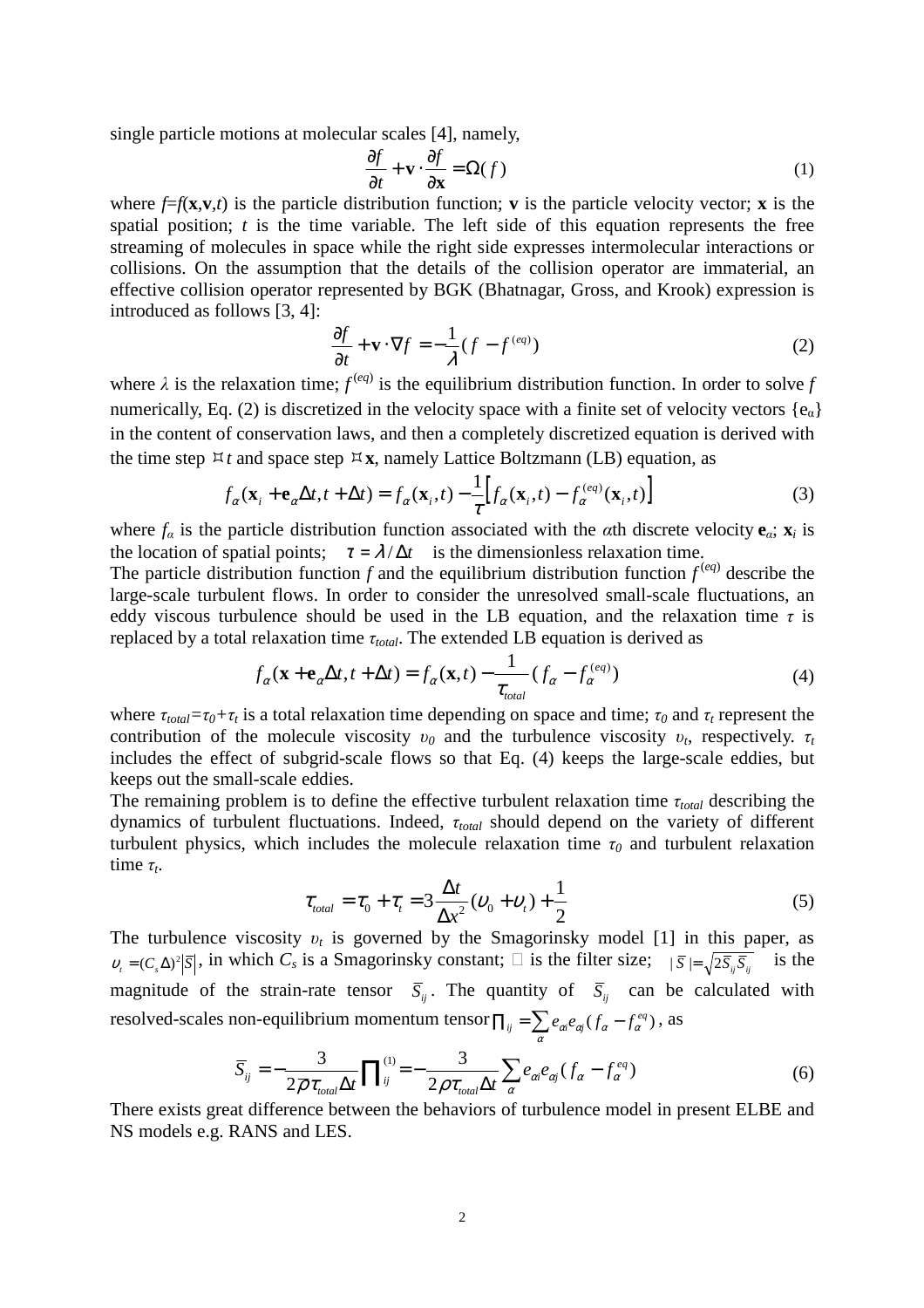single particle motions at molecular scales [4], namely,

$$\frac{\partial f}{\partial t} + \mathbf{v} \cdot \frac{\partial f}{\partial \mathbf{x}} = \Omega(f) \tag{1}$$

where $f$=$f$(**x**,**v**,$t$) is the particle distribution function; **v** is the particle velocity vector; **x** is the spatial position; $t$ is the time variable. The left side of this equation represents the free streaming of molecules in space while the right side expresses intermolecular interactions or collisions. On the assumption that the details of the collision operator are immaterial, an effective collision operator represented by BGK (Bhatnagar, Gross, and Krook) expression is introduced as follows [3, 4]:

$$\frac{\partial f}{\partial t} + \mathbf{v} \cdot \nabla f = -\frac{1}{\lambda}(f - f^{(eq)}) \tag{2}$$

where $\lambda$ is the relaxation time; $f^{(eq)}$ is the equilibrium distribution function. In order to solve $f$ numerically, Eq. (2) is discretized in the velocity space with a finite set of velocity vectors $\{e_\alpha\}$ in the content of conservation laws, and then a completely discretized equation is derived with the time step $\Delta t$ and space step $\Delta \mathbf{x}$, namely Lattice Boltzmann (LB) equation, as

$$f_\alpha(\mathbf{x}_i + \mathbf{e}_\alpha \Delta t, t + \Delta t) = f_\alpha(\mathbf{x}_i, t) - \frac{1}{\tau}\left[f_\alpha(\mathbf{x}_i, t) - f_\alpha^{(eq)}(\mathbf{x}_i, t)\right] \tag{3}$$

where $f_\alpha$ is the particle distribution function associated with the $\alpha$th discrete velocity $\mathbf{e}_\alpha$; $\mathbf{x}_i$ is the location of spatial points; $\tau = \lambda / \Delta t$ is the dimensionless relaxation time.

The particle distribution function $f$ and the equilibrium distribution function $f^{(eq)}$ describe the large-scale turbulent flows. In order to consider the unresolved small-scale fluctuations, an eddy viscous turbulence should be used in the LB equation, and the relaxation time $\tau$ is replaced by a total relaxation time $\tau_{total}$. The extended LB equation is derived as

$$f_\alpha(\mathbf{x} + \mathbf{e}_\alpha \Delta t, t + \Delta t) = f_\alpha(\mathbf{x}, t) - \frac{1}{\tau_{total}}(f_\alpha - f_\alpha^{(eq)}) \tag{4}$$

where $\tau_{total}=\tau_0+\tau_t$ is a total relaxation time depending on space and time; $\tau_0$ and $\tau_t$ represent the contribution of the molecule viscosity $\upsilon_0$ and the turbulence viscosity $\upsilon_t$, respectively. $\tau_t$ includes the effect of subgrid-scale flows so that Eq. (4) keeps the large-scale eddies, but keeps out the small-scale eddies.

The remaining problem is to define the effective turbulent relaxation time $\tau_{total}$ describing the dynamics of turbulent fluctuations. Indeed, $\tau_{total}$ should depend on the variety of different turbulent physics, which includes the molecule relaxation time $\tau_0$ and turbulent relaxation time $\tau_t$.

$$\tau_{total} = \tau_0 + \tau_t = 3\frac{\Delta t}{\Delta x^2}(\upsilon_0 + \upsilon_t) + \frac{1}{2} \tag{5}$$

The turbulence viscosity $\upsilon_t$ is governed by the Smagorinsky model [1] in this paper, as $\upsilon_t = (C_s \Delta)^2 |\bar{S}|$, in which $C_s$ is a Smagorinsky constant; $\Delta$ is the filter size; $|\bar{S}| = \sqrt{2\bar{S}_{ij}\bar{S}_{ij}}$ is the magnitude of the strain-rate tensor $\bar{S}_{ij}$. The quantity of $\bar{S}_{ij}$ can be calculated with resolved-scales non-equilibrium momentum tensor $\prod_{ij} = \sum_\alpha e_{\alpha i} e_{\alpha j}(f_\alpha - f_\alpha^{eq})$, as

$$\bar{S}_{ij} = -\frac{3}{2\rho \tau_{total} \Delta t}\prod_{ij}^{(1)} = -\frac{3}{2\rho \tau_{total} \Delta t}\sum_\alpha e_{\alpha i} e_{\alpha j}(f_\alpha - f_\alpha^{eq}) \tag{6}$$

There exists great difference between the behaviors of turbulence model in present ELBE and NS models e.g. RANS and LES.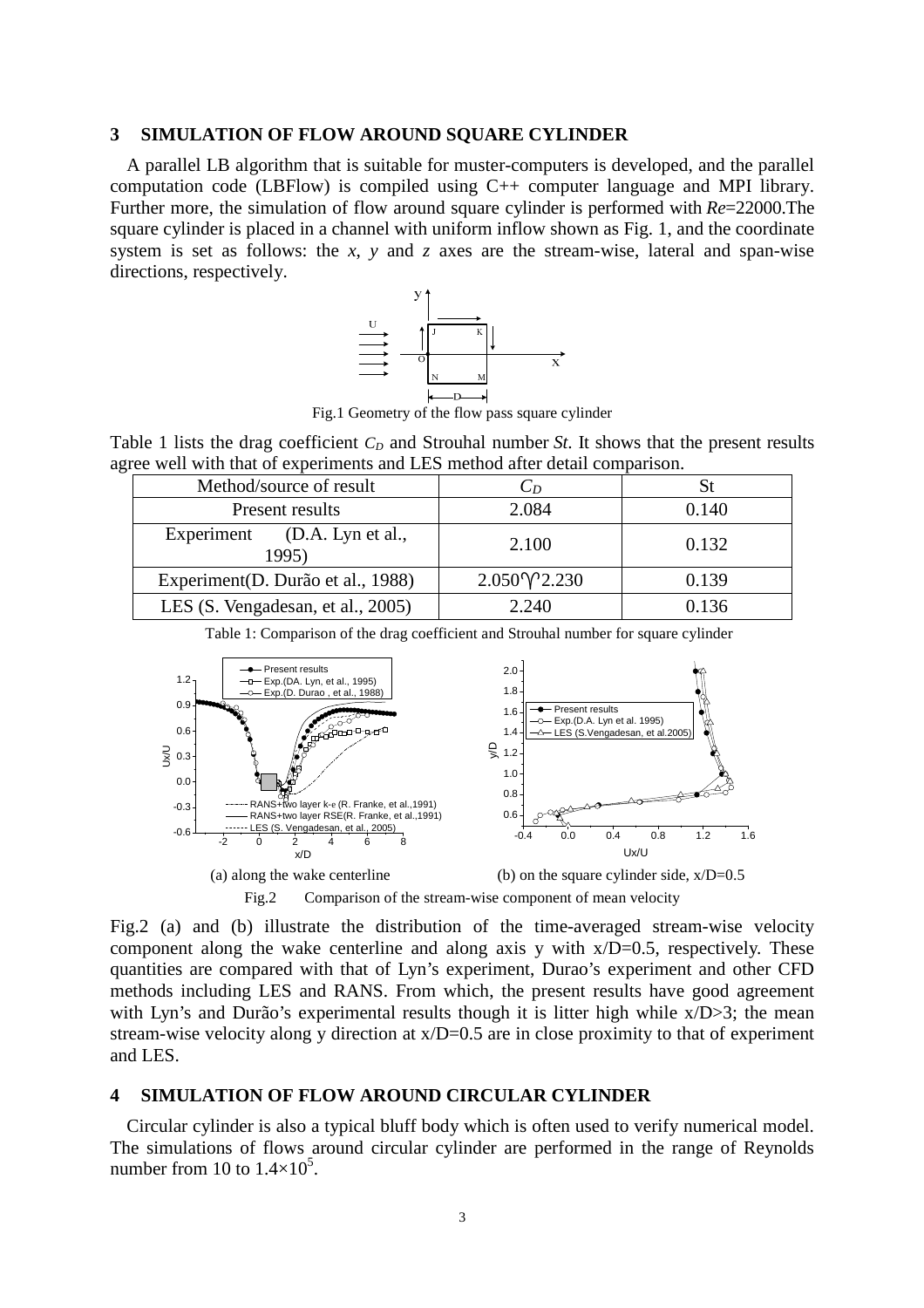## 3 SIMULATION OF FLOW AROUND SQUARE CYLINDER

A parallel LB algorithm that is suitable for muster-computers is developed, and the parallel computation code (LBFlow) is compiled using C++ computer language and MPI library. Further more, the simulation of flow around square cylinder is performed with *Re*=22000.The square cylinder is placed in a channel with uniform inflow shown as Fig. 1, and the coordinate system is set as follows: the *x*, *y* and *z* axes are the stream-wise, lateral and span-wise directions, respectively.

Fig.1 Geometry of the flow pass square cylinder

Table 1 lists the drag coefficient $C_D$ and Strouhal number *St*. It shows that the present results agree well with that of experiments and LES method after detail comparison.

| Method/source of result | $C_D$ | St |
| --- | --- | --- |
| Present results | 2.084 | 0.140 |
| Experiment (D.A. Lyn et al., 1995) | 2.100 | 0.132 |
| Experiment(D. Durão et al., 1988) | 2.050～2.230 | 0.139 |
| LES (S. Vengadesan, et al., 2005) | 2.240 | 0.136 |

Table 1: Comparison of the drag coefficient and Strouhal number for square cylinder

(a) along the wake centerline (b) on the square cylinder side, x/D=0.5

Fig.2 Comparison of the stream-wise component of mean velocity

Fig.2 (a) and (b) illustrate the distribution of the time-averaged stream-wise velocity component along the wake centerline and along axis y with x/D=0.5, respectively. These quantities are compared with that of Lyn's experiment, Durao's experiment and other CFD methods including LES and RANS. From which, the present results have good agreement with Lyn's and Durão's experimental results though it is litter high while x/D>3; the mean stream-wise velocity along y direction at x/D=0.5 are in close proximity to that of experiment and LES.

## 4 SIMULATION OF FLOW AROUND CIRCULAR CYLINDER

Circular cylinder is also a typical bluff body which is often used to verify numerical model. The simulations of flows around circular cylinder are performed in the range of Reynolds number from 10 to $1.4\times10^5$.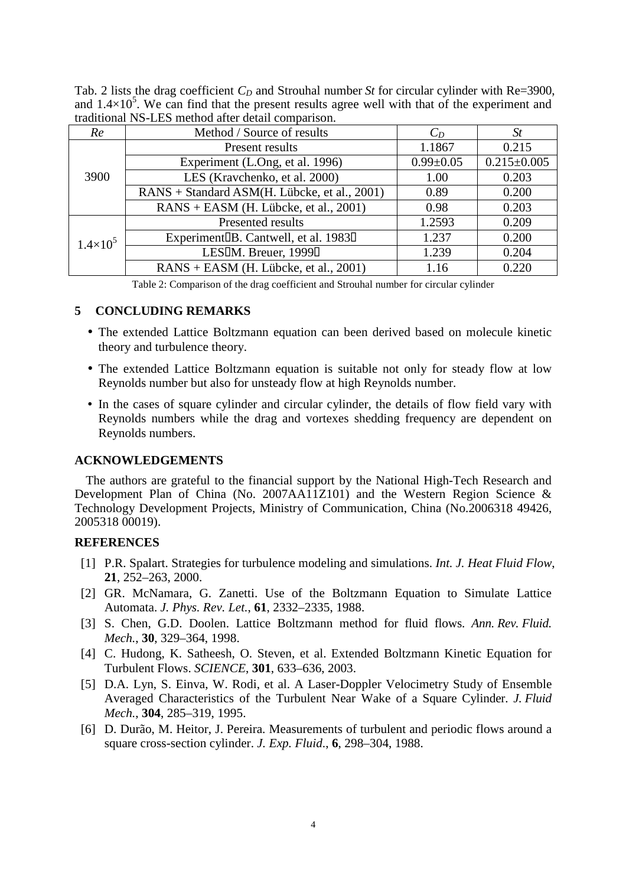Tab. 2 lists the drag coefficient $C_D$ and Strouhal number *St* for circular cylinder with Re=3900, and $1.4\times10^5$. We can find that the present results agree well with that of the experiment and traditional NS-LES method after detail comparison.

| *Re* | Method / Source of results | $C_D$ | *St* |
|---|---|---|---|
| 3900 | Present results | 1.1867 | 0.215 |
| | Experiment (L.Ong, et al. 1996) | 0.99±0.05 | 0.215±0.005 |
| | LES (Kravchenko, et al. 2000) | 1.00 | 0.203 |
| | RANS + Standard ASM(H. Lübcke, et al., 2001) | 0.89 | 0.200 |
| | RANS + EASM (H. Lübcke, et al., 2001) | 0.98 | 0.203 |
| $1.4\times10^5$ | Presented results | 1.2593 | 0.209 |
| | Experiment（B. Cantwell, et al. 1983） | 1.237 | 0.200 |
| | LES（M. Breuer, 1999） | 1.239 | 0.204 |
| | RANS + EASM (H. Lübcke, et al., 2001) | 1.16 | 0.220 |

Table 2: Comparison of the drag coefficient and Strouhal number for circular cylinder

## 5 CONCLUDING REMARKS

- The extended Lattice Boltzmann equation can been derived based on molecule kinetic theory and turbulence theory.
- The extended Lattice Boltzmann equation is suitable not only for steady flow at low Reynolds number but also for unsteady flow at high Reynolds number.
- In the cases of square cylinder and circular cylinder, the details of flow field vary with Reynolds numbers while the drag and vortexes shedding frequency are dependent on Reynolds numbers.

## ACKNOWLEDGEMENTS

The authors are grateful to the financial support by the National High-Tech Research and Development Plan of China (No. 2007AA11Z101) and the Western Region Science & Technology Development Projects, Ministry of Communication, China (No.2006318 49426, 2005318 00019).

## REFERENCES

[1] P.R. Spalart. Strategies for turbulence modeling and simulations. *Int. J. Heat Fluid Flow*, **21**, 252–263, 2000.

[2] GR. McNamara, G. Zanetti. Use of the Boltzmann Equation to Simulate Lattice Automata. *J. Phys. Rev. Let.*, **61**, 2332–2335, 1988.

[3] S. Chen, G.D. Doolen. Lattice Boltzmann method for fluid flows. *Ann. Rev. Fluid. Mech.*, **30**, 329–364, 1998.

[4] C. Hudong, K. Satheesh, O. Steven, et al. Extended Boltzmann Kinetic Equation for Turbulent Flows. *SCIENCE*, **301**, 633–636, 2003.

[5] D.A. Lyn, S. Einva, W. Rodi, et al. A Laser-Doppler Velocimetry Study of Ensemble Averaged Characteristics of the Turbulent Near Wake of a Square Cylinder. *J. Fluid Mech.*, **304**, 285–319, 1995.

[6] D. Durão, M. Heitor, J. Pereira. Measurements of turbulent and periodic flows around a square cross-section cylinder. *J. Exp. Fluid.*, **6**, 298–304, 1988.